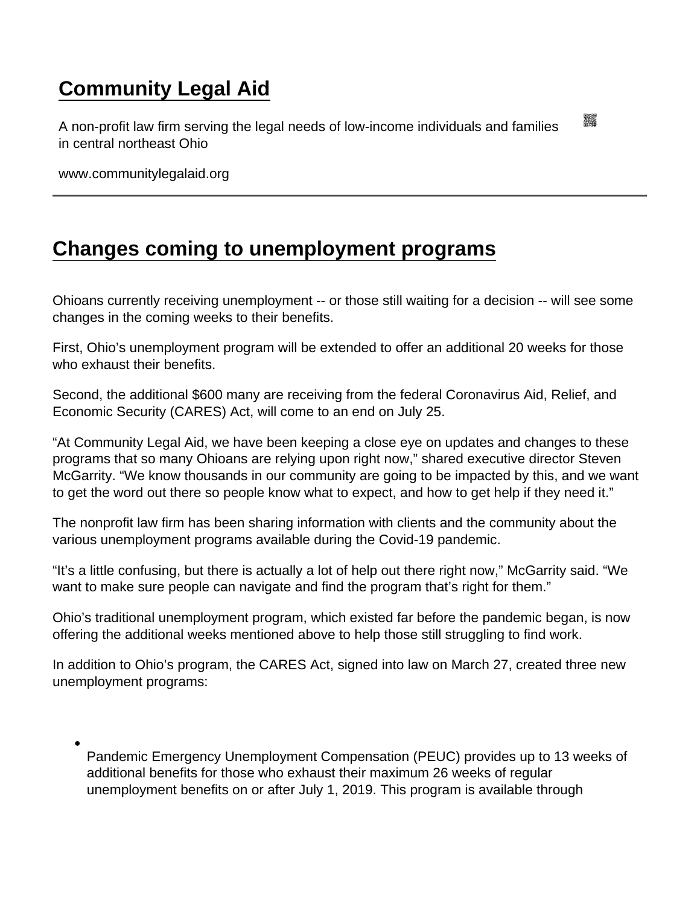# Community Legal Aid

A non-profit law firm serving the legal needs of low-income individuals and families in central northeast Ohio

www.communitylegalaid.org

---

## Changes coming to unemployment programs

Ohioans currently receiving unemployment -- or those still waiting for a decision -- will see some changes in the coming weeks to their benefits.

First, Ohio's unemployment program will be extended to offer an additional 20 weeks for those who exhaust their benefits.

Second, the additional $600 many are receiving from the federal Coronavirus Aid, Relief, and Economic Security (CARES) Act, will come to an end on July 25.

"At Community Legal Aid, we have been keeping a close eye on updates and changes to these programs that so many Ohioans are relying upon right now," shared executive director Steven McGarrity. "We know thousands in our community are going to be impacted by this, and we want to get the word out there so people know what to expect, and how to get help if they need it."

The nonprofit law firm has been sharing information with clients and the community about the various unemployment programs available during the Covid-19 pandemic.

"It's a little confusing, but there is actually a lot of help out there right now," McGarrity said. "We want to make sure people can navigate and find the program that's right for them."

Ohio's traditional unemployment program, which existed far before the pandemic began, is now offering the additional weeks mentioned above to help those still struggling to find work.

In addition to Ohio's program, the CARES Act, signed into law on March 27, created three new unemployment programs:

- Pandemic Emergency Unemployment Compensation (PEUC) provides up to 13 weeks of additional benefits for those who exhaust their maximum 26 weeks of regular unemployment benefits on or after July 1, 2019. This program is available through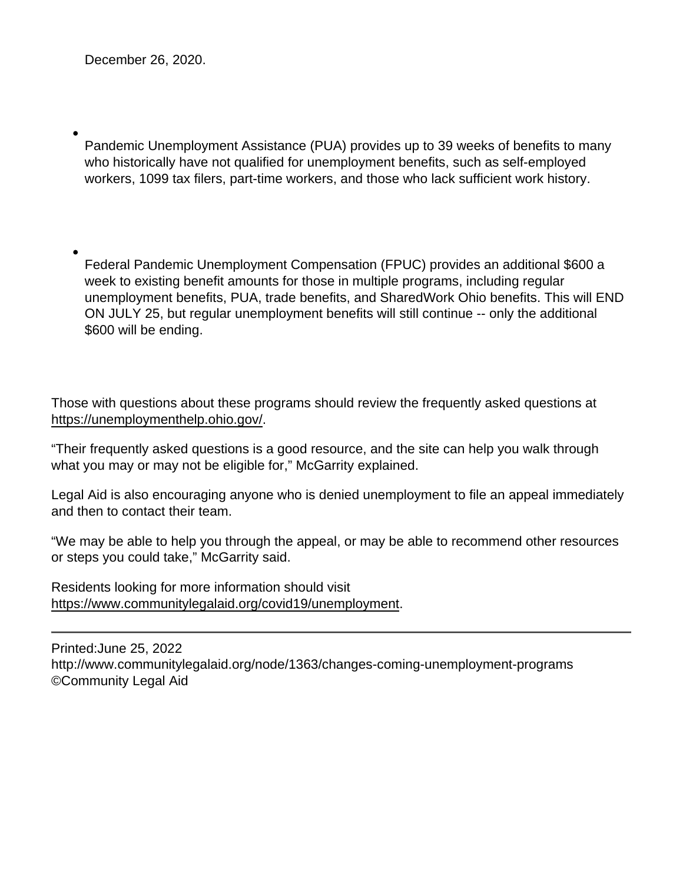December 26, 2020.

- Pandemic Unemployment Assistance (PUA) provides up to 39 weeks of benefits to many who historically have not qualified for unemployment benefits, such as self-employed workers, 1099 tax filers, part-time workers, and those who lack sufficient work history.

- Federal Pandemic Unemployment Compensation (FPUC) provides an additional $600 a week to existing benefit amounts for those in multiple programs, including regular unemployment benefits, PUA, trade benefits, and SharedWork Ohio benefits. This will END ON JULY 25, but regular unemployment benefits will still continue -- only the additional $600 will be ending.

Those with questions about these programs should review the frequently asked questions at [https://unemploymenthelp.ohio.gov/](https://unemploymenthelp.ohio.gov/).

“Their frequently asked questions is a good resource, and the site can help you walk through what you may or may not be eligible for,” McGarrity explained.

Legal Aid is also encouraging anyone who is denied unemployment to file an appeal immediately and then to contact their team.

“We may be able to help you through the appeal, or may be able to recommend other resources or steps you could take,” McGarrity said.

Residents looking for more information should visit [https://www.communitylegalaid.org/covid19/unemployment](https://www.communitylegalaid.org/covid19/unemployment).

---

Printed:June 25, 2022
http://www.communitylegalaid.org/node/1363/changes-coming-unemployment-programs
©Community Legal Aid